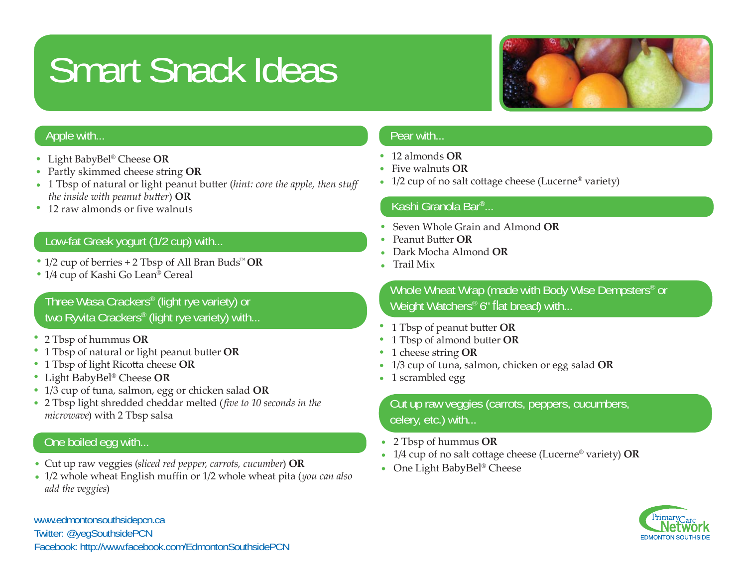# Smart Snack Ideas

## Apple with...

- Light BabyBel® Cheese **OR**
- Partly skimmed cheese string **OR**
- 1 Tbsp of natural or light peanut butter (*hint: core the apple, then stuff the inside with peanut butter*) **OR**
- 12 raw almonds or five walnuts

## Low-fat Greek yogurt (1/2 cup) with...

- 1/2 cup of berries + 2 Tbsp of All Bran Buds™ **OR**
- 1/4 cup of Kashi Go Lean® Cereal

## Three Wasa Crackers® (light rye variety) or two Ryvita Crackers® (light rye variety) with...

- 2 Tbsp of hummus **OR**
- 1 Tbsp of natural or light peanut butter **OR**
- 1 Tbsp of light Ricotta cheese **OR**
- Light BabyBel® Cheese **OR**
- 1/3 cup of tuna, salmon, egg or chicken salad **OR**
- 2 Tbsp light shredded cheddar melted (*five to 10 seconds in the microwave*) with 2 Tbsp salsa

## One boiled egg with...

- Cut up raw veggies (*sliced red pepper, carrots, cucumber*) **OR**
- 1/2 whole wheat English muffin or 1/2 whole wheat pita (*you can also add the veggies*)

## Pear with...

- 12 almonds **OR**
- Five walnuts **OR**
- 1/2 cup of no salt cottage cheese (Lucerne® variety)

## Kashi Granola Bar®...

- Seven Whole Grain and Almond **OR**
- Peanut Butter **OR**
- Dark Mocha Almond **OR**
- Trail Mix

## Whole Wheat Wrap (made with Body Wise Dempsters® or Weight Watchers® 6" flat bread) with...

- 1 Tbsp of peanut butter **OR**
- 1 Tbsp of almond butter **OR**
- 1 cheese string **OR**
- 1/3 cup of tuna, salmon, chicken or egg salad **OR**
- 1 scrambled egg

## Cut up raw veggies (carrots, peppers, cucumbers, celery, etc.) with...

- 2 Tbsp of hummus **OR**
- 1/4 cup of no salt cottage cheese (Lucerne® variety) **OR**
- One Light BabyBel® Cheese

www.edmontonsouthsidepcn.ca
Twitter: @yegSouthsidePCN
Facebook: http://www.facebook.com/EdmontonSouthsidePCN

Primary Care Network
EDMONTON SOUTHSIDE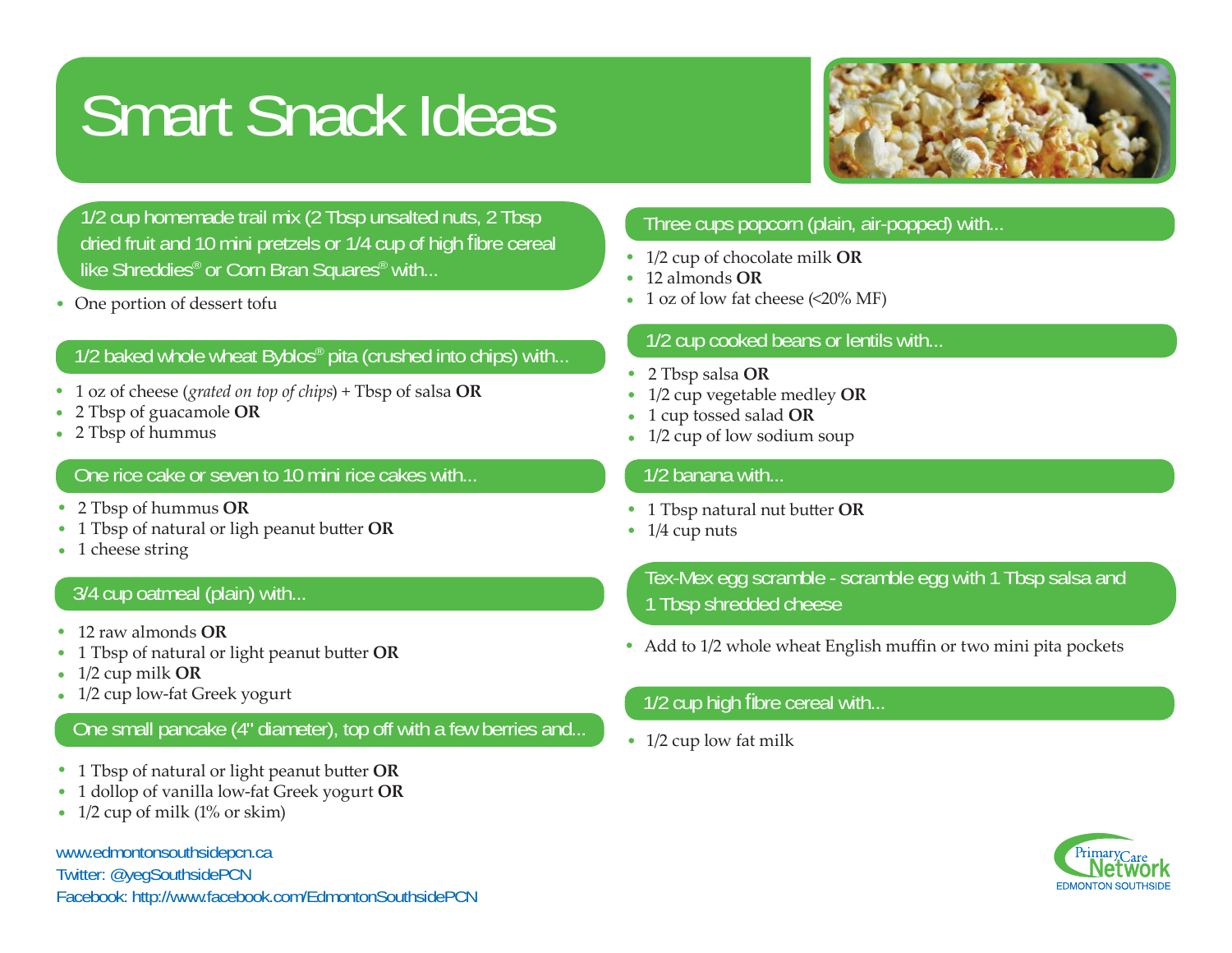# Smart Snack Ideas

## 1/2 cup homemade trail mix (2 Tbsp unsalted nuts, 2 Tbsp dried fruit and 10 mini pretzels or 1/4 cup of high fibre cereal like Shreddies® or Corn Bran Squares® with...

- One portion of dessert tofu

## 1/2 baked whole wheat Byblos® pita (crushed into chips) with...

- 1 oz of cheese (*grated on top of chips*) + Tbsp of salsa **OR**
- 2 Tbsp of guacamole **OR**
- 2 Tbsp of hummus

## One rice cake or seven to 10 mini rice cakes with...

- 2 Tbsp of hummus **OR**
- 1 Tbsp of natural or ligh peanut butter **OR**
- 1 cheese string

## 3/4 cup oatmeal (plain) with...

- 12 raw almonds **OR**
- 1 Tbsp of natural or light peanut butter **OR**
- 1/2 cup milk **OR**
- 1/2 cup low-fat Greek yogurt

## One small pancake (4" diameter), top off with a few berries and...

- 1 Tbsp of natural or light peanut butter **OR**
- 1 dollop of vanilla low-fat Greek yogurt **OR**
- 1/2 cup of milk (1% or skim)

## Three cups popcorn (plain, air-popped) with...

- 1/2 cup of chocolate milk **OR**
- 12 almonds **OR**
- 1 oz of low fat cheese (<20% MF)

## 1/2 cup cooked beans or lentils with...

- 2 Tbsp salsa **OR**
- 1/2 cup vegetable medley **OR**
- 1 cup tossed salad **OR**
- 1/2 cup of low sodium soup

## 1/2 banana with...

- 1 Tbsp natural nut butter **OR**
- 1/4 cup nuts

## Tex-Mex egg scramble - scramble egg with 1 Tbsp salsa and 1 Tbsp shredded cheese

- Add to 1/2 whole wheat English muffin or two mini pita pockets

## 1/2 cup high fibre cereal with...

- 1/2 cup low fat milk

www.edmontonsouthsidepcn.ca
Twitter: @yegSouthsidePCN
Facebook: http://www.facebook.com/EdmontonSouthsidePCN

Primary Care Network
EDMONTON SOUTHSIDE